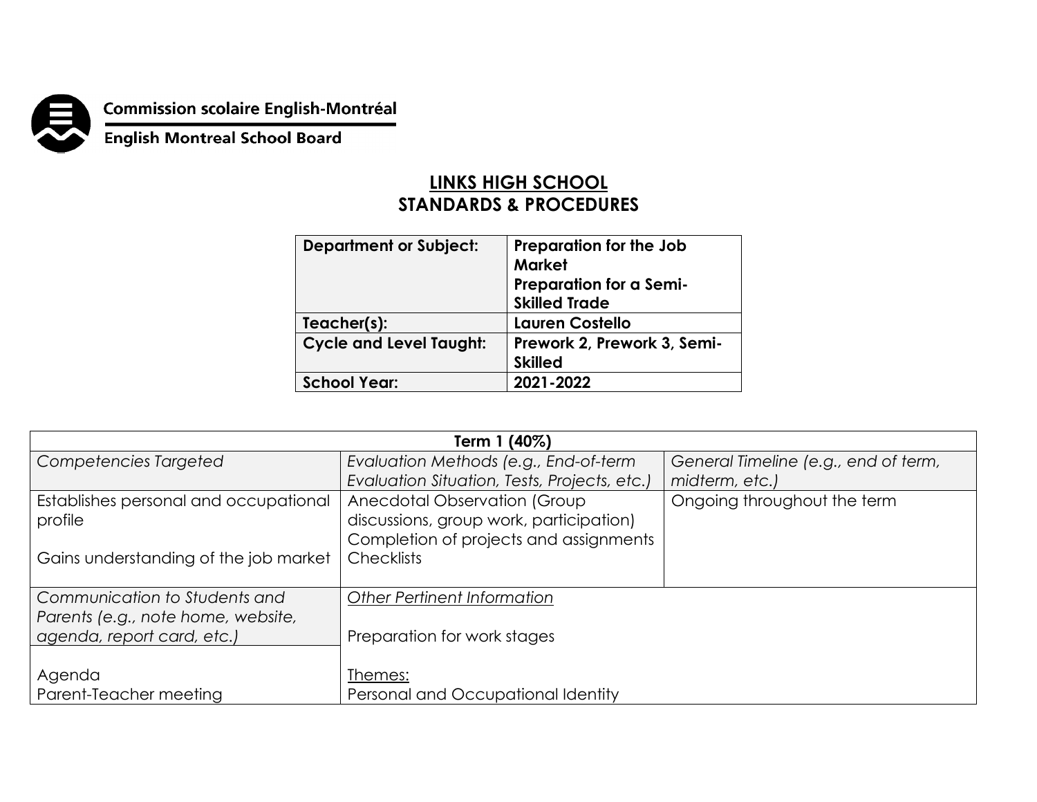Commission scolaire English-Montréal

English Montreal School Board

# LINKS HIGH SCHOOL
## STANDARDS & PROCEDURES

| **Department or Subject:** | **Preparation for the Job Market**<br>**Preparation for a Semi-Skilled Trade** |
|---|---|
| **Teacher(s):** | **Lauren Costello** |
| **Cycle and Level Taught:** | **Prework 2, Prework 3, Semi-Skilled** |
| **School Year:** | **2021-2022** |

| **Term 1 (40%)** | | |
|---|---|---|
| *Competencies Targeted* | *Evaluation Methods (e.g., End-of-term Evaluation Situation, Tests, Projects, etc.)* | *General Timeline (e.g., end of term, midterm, etc.)* |
| Establishes personal and occupational profile<br><br>Gains understanding of the job market | Anecdotal Observation (Group discussions, group work, participation)<br>Completion of projects and assignments<br>Checklists | Ongoing throughout the term |
| *Communication to Students and Parents (e.g., note home, website, agenda, report card, etc.)*<br><br>Agenda<br>Parent-Teacher meeting | *Other Pertinent Information*<br><br>Preparation for work stages<br><br>Themes:<br>Personal and Occupational Identity | |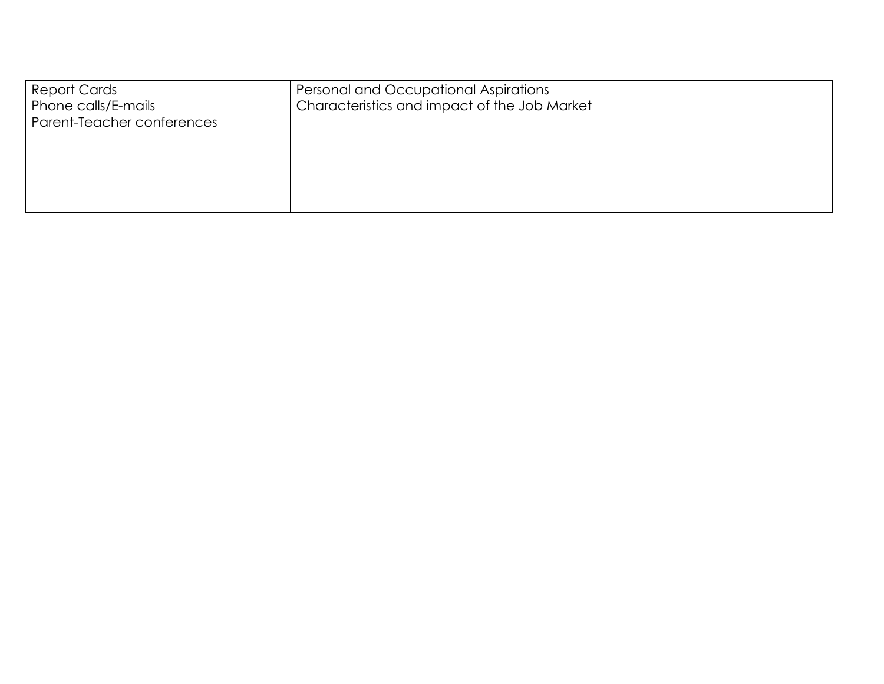| | |
|---|---|
| Report Cards<br>Phone calls/E-mails<br>Parent-Teacher conferences | Personal and Occupational Aspirations<br>Characteristics and impact of the Job Market |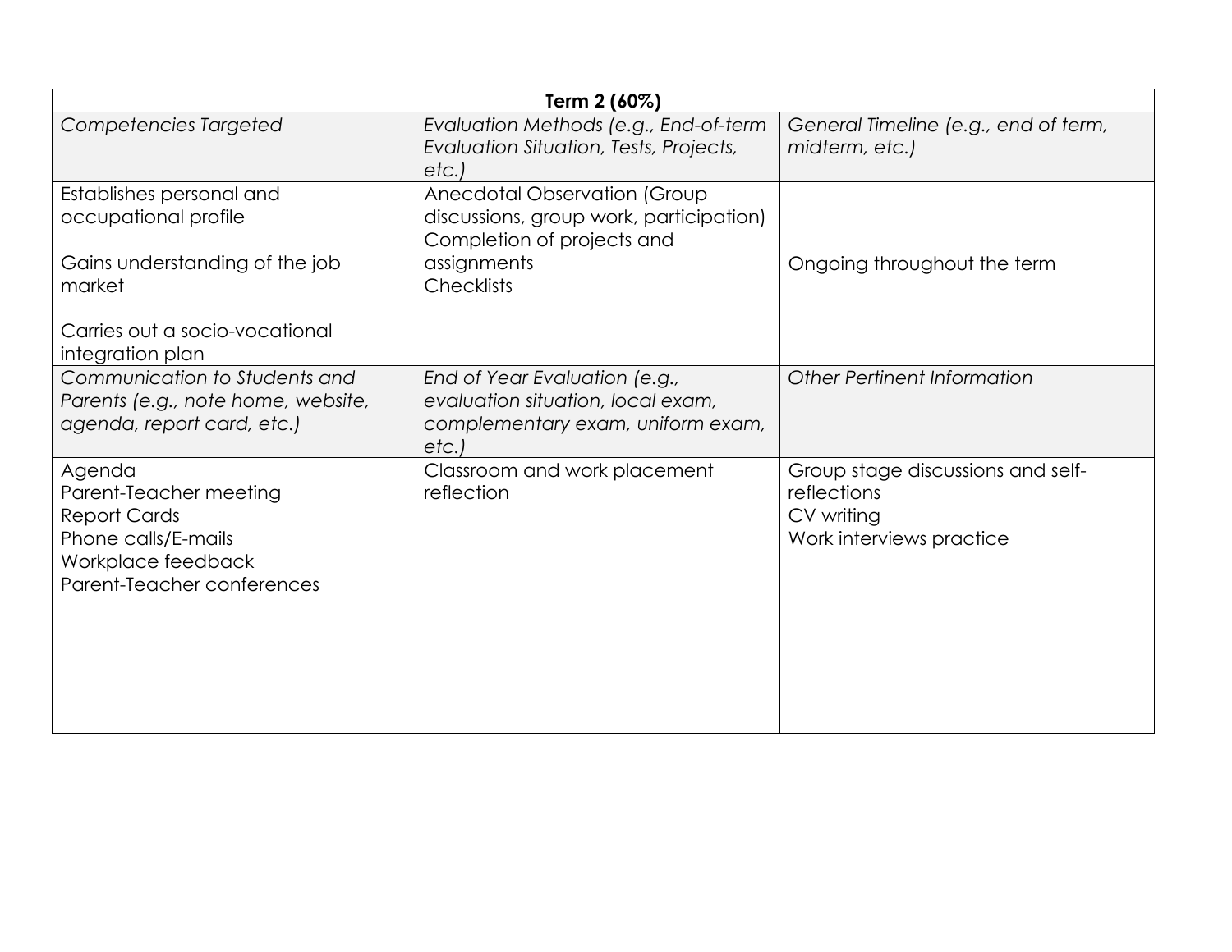| Term 2 (60%) | | |
|---|---|---|
| *Competencies Targeted* | *Evaluation Methods (e.g., End-of-term Evaluation Situation, Tests, Projects, etc.)* | *General Timeline (e.g., end of term, midterm, etc.)* |
| Establishes personal and occupational profile<br><br>Gains understanding of the job market<br><br>Carries out a socio-vocational integration plan | Anecdotal Observation (Group discussions, group work, participation)<br>Completion of projects and assignments<br>Checklists | Ongoing throughout the term |
| *Communication to Students and Parents (e.g., note home, website, agenda, report card, etc.)* | *End of Year Evaluation (e.g., evaluation situation, local exam, complementary exam, uniform exam, etc.)* | *Other Pertinent Information* |
| Agenda<br>Parent-Teacher meeting<br>Report Cards<br>Phone calls/E-mails<br>Workplace feedback<br>Parent-Teacher conferences | Classroom and work placement reflection | Group stage discussions and self-reflections<br>CV writing<br>Work interviews practice |